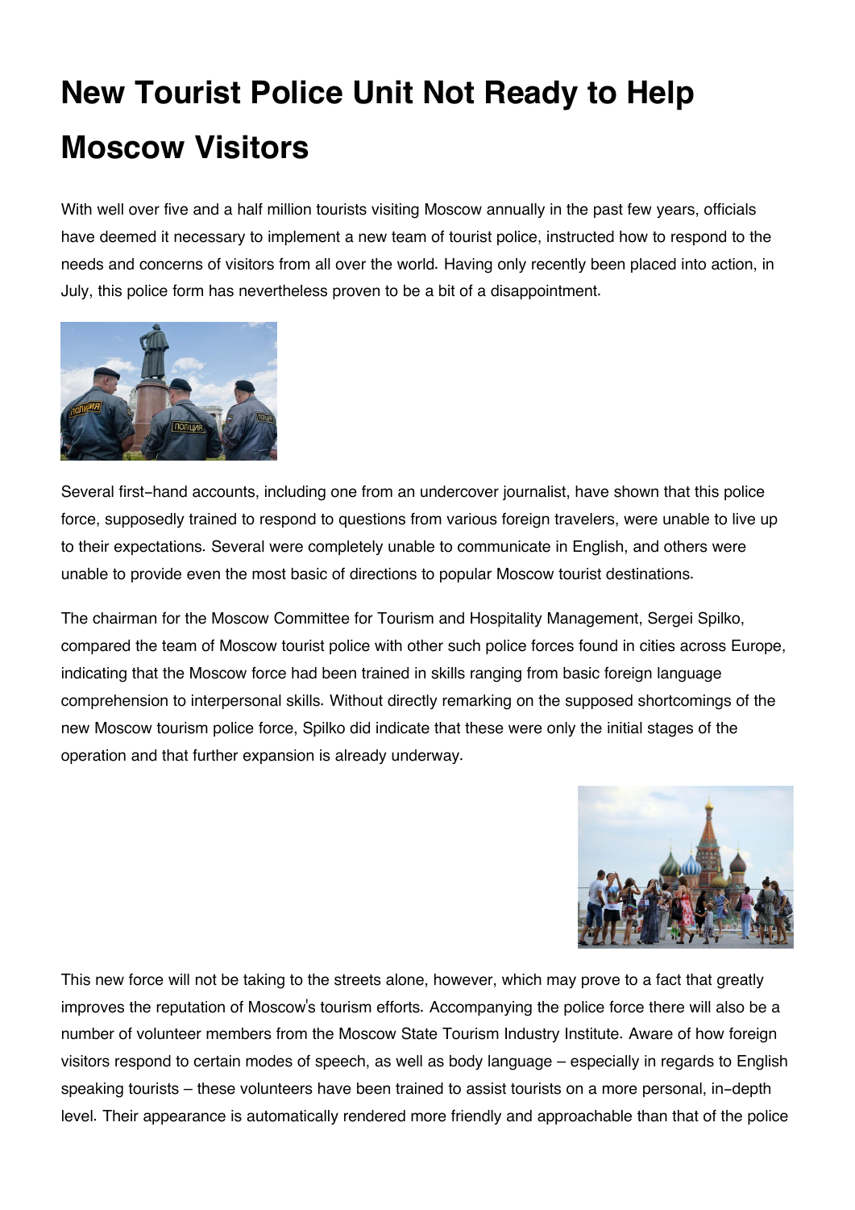# New Tourist Police Unit Not Ready to Help Moscow Visitors

With well over five and a half million tourists visiting Moscow annually in the past few years, officials have deemed it necessary to implement a new team of tourist police, instructed how to respond to the needs and concerns of visitors from all over the world. Having only recently been placed into action, in July, this police form has nevertheless proven to be a bit of a disappointment.

Several first-hand accounts, including one from an undercover journalist, have shown that this police force, supposedly trained to respond to questions from various foreign travelers, were unable to live up to their expectations. Several were completely unable to communicate in English, and others were unable to provide even the most basic of directions to popular Moscow tourist destinations.

The chairman for the Moscow Committee for Tourism and Hospitality Management, Sergei Spilko, compared the team of Moscow tourist police with other such police forces found in cities across Europe, indicating that the Moscow force had been trained in skills ranging from basic foreign language comprehension to interpersonal skills. Without directly remarking on the supposed shortcomings of the new Moscow tourism police force, Spilko did indicate that these were only the initial stages of the operation and that further expansion is already underway.

This new force will not be taking to the streets alone, however, which may prove to a fact that greatly improves the reputation of Moscow's tourism efforts. Accompanying the police force there will also be a number of volunteer members from the Moscow State Tourism Industry Institute. Aware of how foreign visitors respond to certain modes of speech, as well as body language – especially in regards to English speaking tourists – these volunteers have been trained to assist tourists on a more personal, in-depth level. Their appearance is automatically rendered more friendly and approachable than that of the police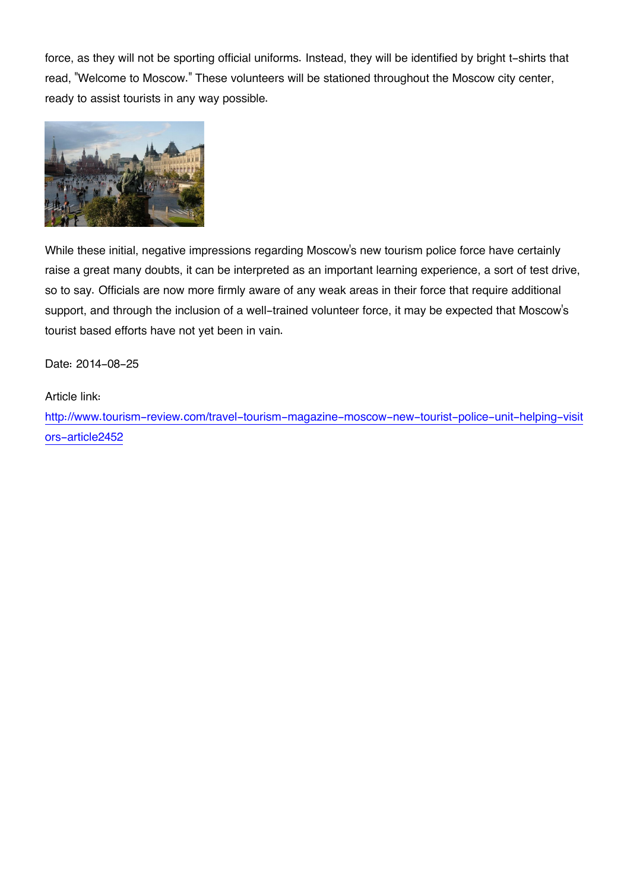force, as they will not be sporting official uniforms. Instead, they will be identified by bright t-shirts that read, "Welcome to Moscow." These volunteers will be stationed throughout the Moscow city center, ready to assist tourists in any way possible.

While these initial, negative impressions regarding Moscow's new tourism police force have certainly raise a great many doubts, it can be interpreted as an important learning experience, a sort of test drive, so to say. Officials are now more firmly aware of any weak areas in their force that require additional support, and through the inclusion of a well-trained volunteer force, it may be expected that Moscow's tourist based efforts have not yet been in vain.

Date: 2014-08-25

Article link:
[http://www.tourism-review.com/travel-tourism-magazine-moscow-new-tourist-police-unit-helping-visitors-article2452](http://www.tourism-review.com/travel-tourism-magazine-moscow-new-tourist-police-unit-helping-visitors-article2452)